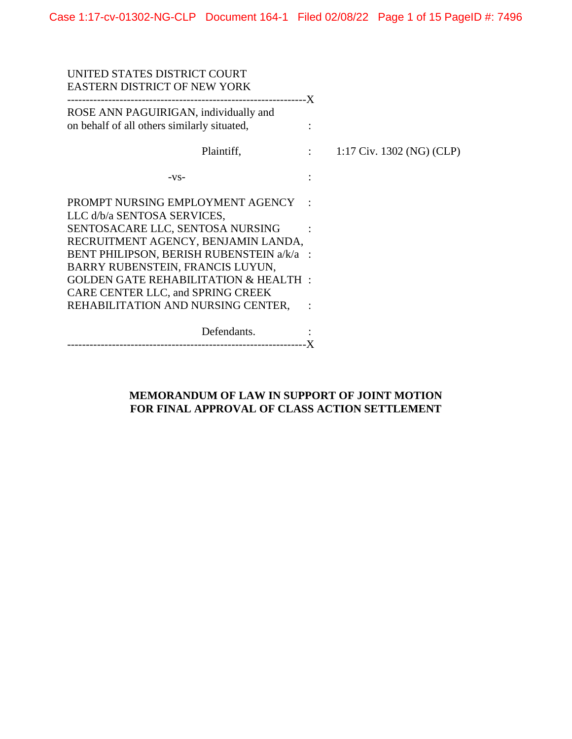UNITED STATES DISTRICT COURT
EASTERN DISTRICT OF NEW YORK

---

ROSE ANN PAGUIRIGAN, individually and on behalf of all others similarly situated,

Plaintiff,

-vs-

PROMPT NURSING EMPLOYMENT AGENCY LLC d/b/a SENTOSA SERVICES, SENTOSACARE LLC, SENTOSA NURSING RECRUITMENT AGENCY, BENJAMIN LANDA, BENT PHILIPSON, BERISH RUBENSTEIN a/k/a BARRY RUBENSTEIN, FRANCIS LUYUN, GOLDEN GATE REHABILITATION & HEALTH CARE CENTER LLC, and SPRING CREEK REHABILITATION AND NURSING CENTER,

Defendants.

---

1:17 Civ. 1302 (NG) (CLP)

**MEMORANDUM OF LAW IN SUPPORT OF JOINT MOTION FOR FINAL APPROVAL OF CLASS ACTION SETTLEMENT**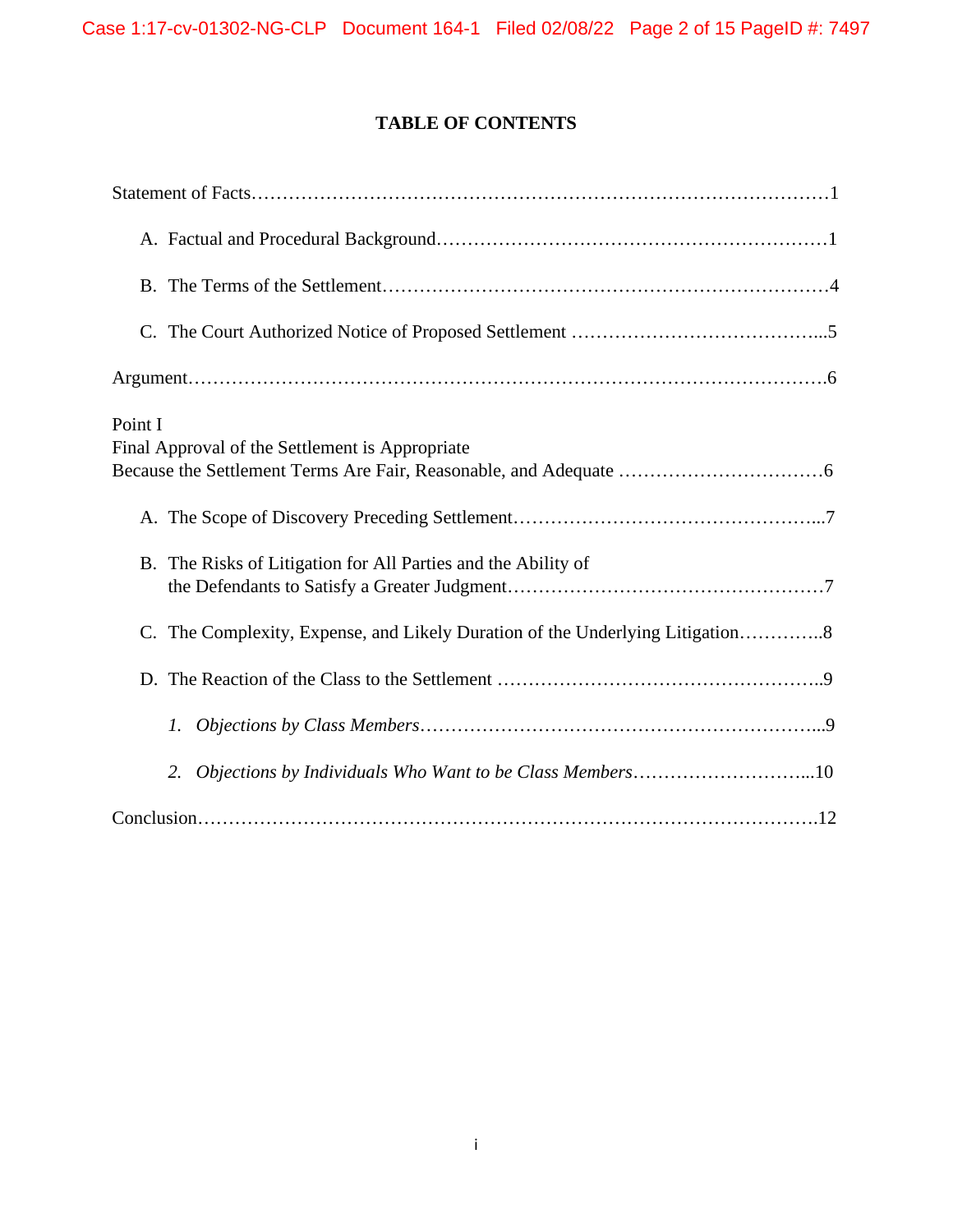## TABLE OF CONTENTS

Statement of Facts……………………………………………………………………………………1

A. Factual and Procedural Background……………………………………………………1

B. The Terms of the Settlement………………………………………………………………4

C. The Court Authorized Notice of Proposed Settlement …………………………………...5

Argument…………………………………………………………………………………………….6

Point I
Final Approval of the Settlement is Appropriate
Because the Settlement Terms Are Fair, Reasonable, and Adequate ……………………………6

A. The Scope of Discovery Preceding Settlement…………………………………………...7

B. The Risks of Litigation for All Parties and the Ability of the Defendants to Satisfy a Greater Judgment……………………………………………7

C. The Complexity, Expense, and Likely Duration of the Underlying Litigation…………..8

D. The Reaction of the Class to the Settlement ……………………………………………..9

*1. Objections by Class Members*……………………………………………………...9

*2. Objections by Individuals Who Want to be Class Members*………………………...10

Conclusion………………………………………………………………………………………….12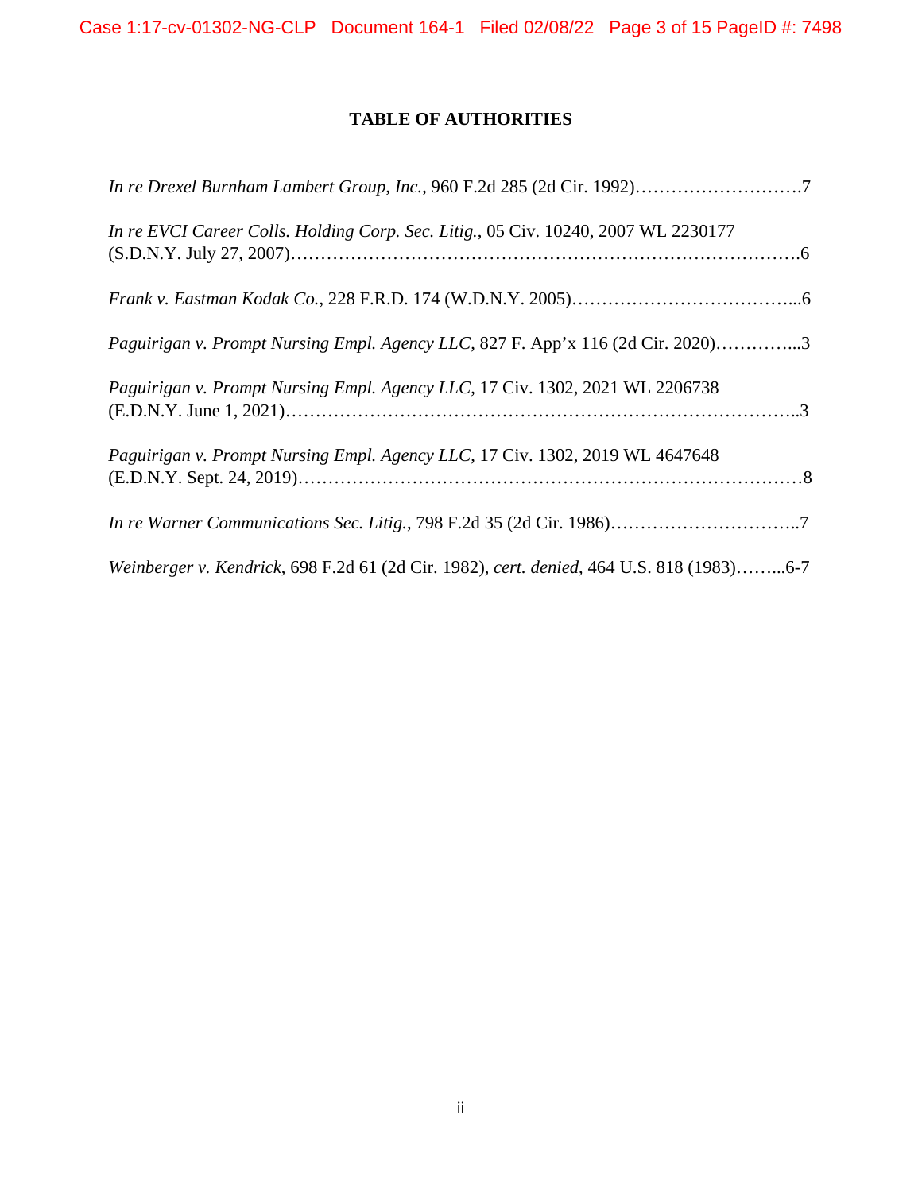# TABLE OF AUTHORITIES

*In re Drexel Burnham Lambert Group, Inc.*, 960 F.2d 285 (2d Cir. 1992)……………………….7

*In re EVCI Career Colls. Holding Corp. Sec. Litig.*, 05 Civ. 10240, 2007 WL 2230177 (S.D.N.Y. July 27, 2007)……………………………………………………………………….6

*Frank v. Eastman Kodak Co.*, 228 F.R.D. 174 (W.D.N.Y. 2005)……………………………....6

*Paguirigan v. Prompt Nursing Empl. Agency LLC*, 827 F. App'x 116 (2d Cir. 2020)…………...3

*Paguirigan v. Prompt Nursing Empl. Agency LLC*, 17 Civ. 1302, 2021 WL 2206738 (E.D.N.Y. June 1, 2021)……………………………………………………………………..3

*Paguirigan v. Prompt Nursing Empl. Agency LLC*, 17 Civ. 1302, 2019 WL 4647648 (E.D.N.Y. Sept. 24, 2019)……………………………………………………………………8

*In re Warner Communications Sec. Litig.*, 798 F.2d 35 (2d Cir. 1986)…………………………..7

*Weinberger v. Kendrick*, 698 F.2d 61 (2d Cir. 1982), *cert. denied*, 464 U.S. 818 (1983)……...6-7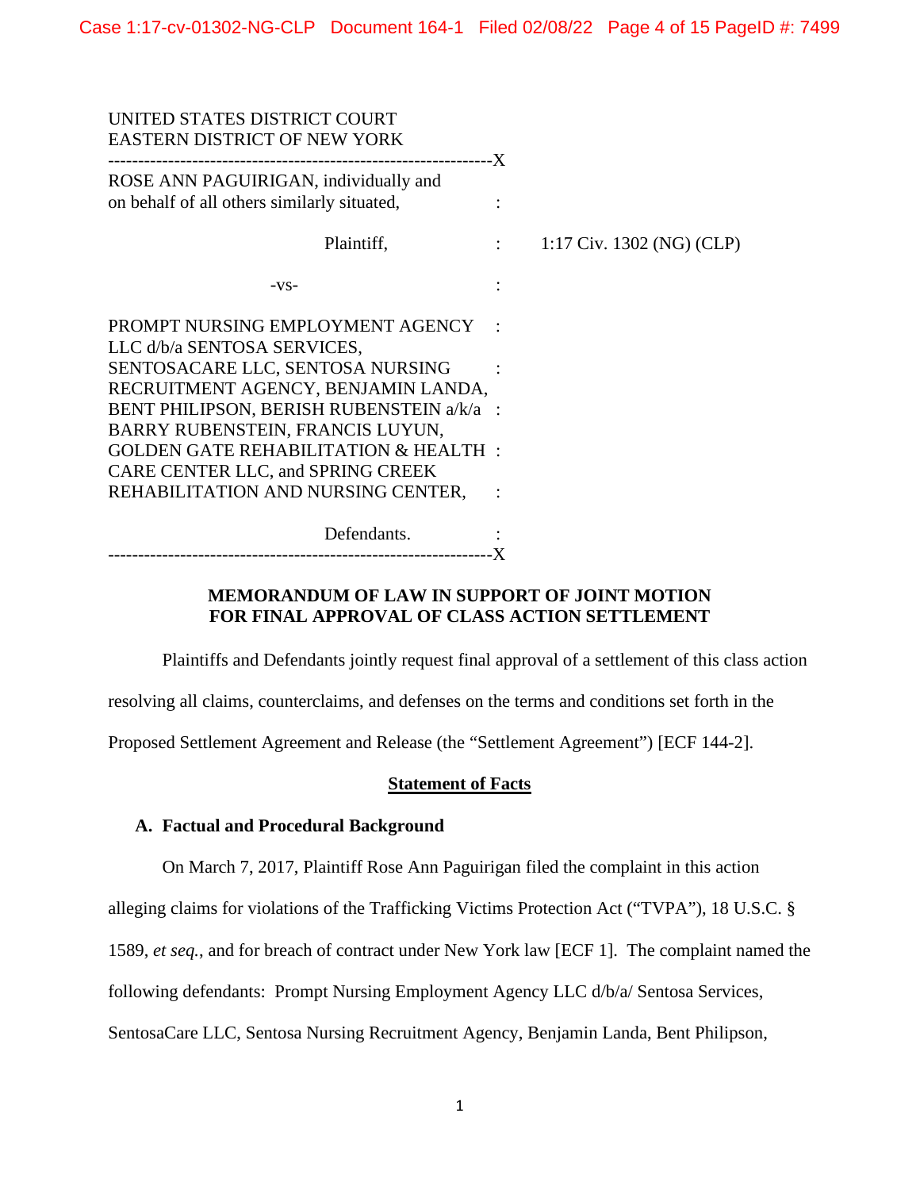UNITED STATES DISTRICT COURT
EASTERN DISTRICT OF NEW YORK

ROSE ANN PAGUIRIGAN, individually and on behalf of all others similarly situated,

Plaintiff,

-vs-

PROMPT NURSING EMPLOYMENT AGENCY LLC d/b/a SENTOSA SERVICES, SENTOSACARE LLC, SENTOSA NURSING RECRUITMENT AGENCY, BENJAMIN LANDA, BENT PHILIPSON, BERISH RUBENSTEIN a/k/a BARRY RUBENSTEIN, FRANCIS LUYUN, GOLDEN GATE REHABILITATION & HEALTH CARE CENTER LLC, and SPRING CREEK REHABILITATION AND NURSING CENTER,

Defendants.

1:17 Civ. 1302 (NG) (CLP)

## MEMORANDUM OF LAW IN SUPPORT OF JOINT MOTION FOR FINAL APPROVAL OF CLASS ACTION SETTLEMENT

Plaintiffs and Defendants jointly request final approval of a settlement of this class action resolving all claims, counterclaims, and defenses on the terms and conditions set forth in the Proposed Settlement Agreement and Release (the "Settlement Agreement") [ECF 144-2].

## Statement of Facts

### A. Factual and Procedural Background

On March 7, 2017, Plaintiff Rose Ann Paguirigan filed the complaint in this action alleging claims for violations of the Trafficking Victims Protection Act ("TVPA"), 18 U.S.C. § 1589, *et seq.*, and for breach of contract under New York law [ECF 1]. The complaint named the following defendants: Prompt Nursing Employment Agency LLC d/b/a/ Sentosa Services, SentosaCare LLC, Sentosa Nursing Recruitment Agency, Benjamin Landa, Bent Philipson,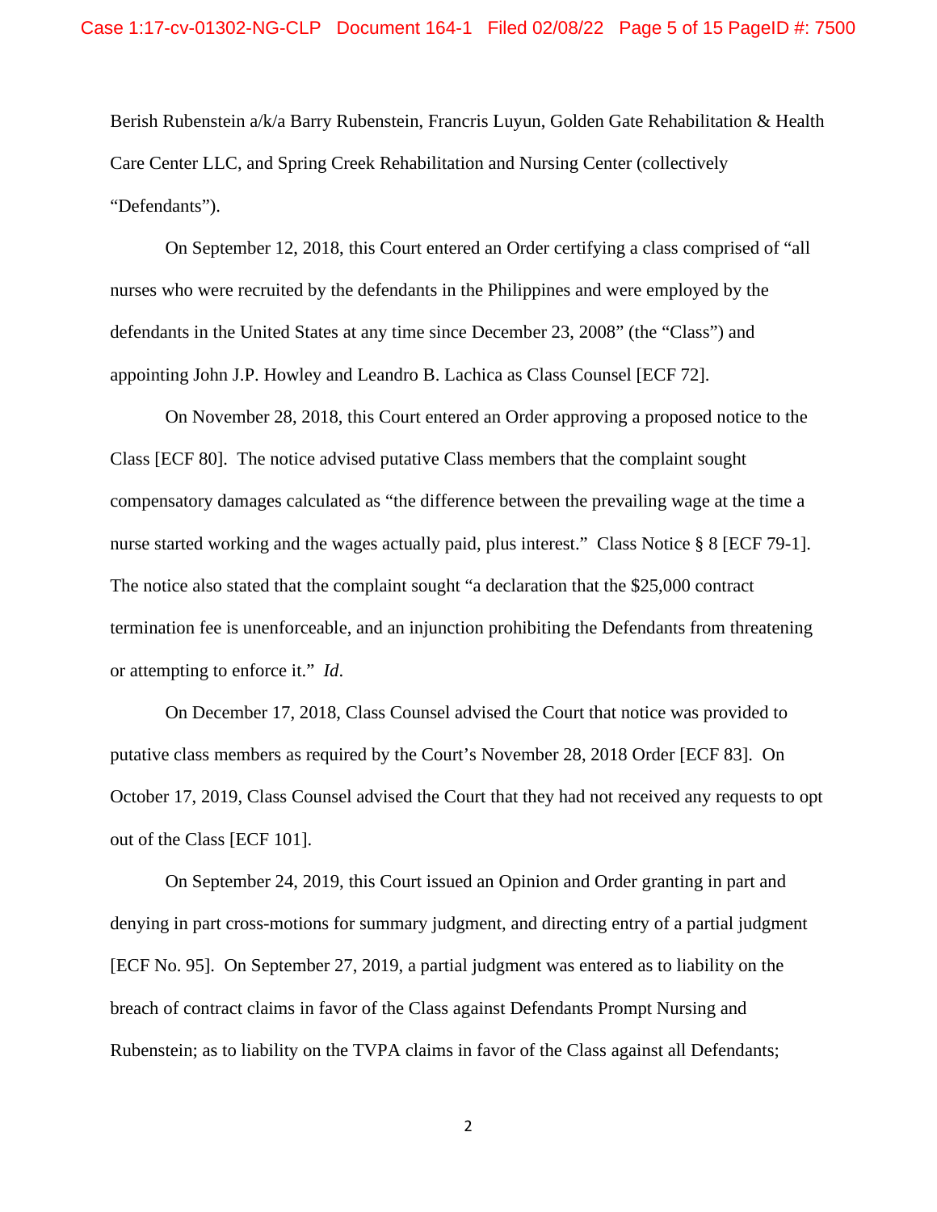Berish Rubenstein a/k/a Barry Rubenstein, Francris Luyun, Golden Gate Rehabilitation & Health Care Center LLC, and Spring Creek Rehabilitation and Nursing Center (collectively "Defendants").

On September 12, 2018, this Court entered an Order certifying a class comprised of "all nurses who were recruited by the defendants in the Philippines and were employed by the defendants in the United States at any time since December 23, 2008" (the "Class") and appointing John J.P. Howley and Leandro B. Lachica as Class Counsel [ECF 72].

On November 28, 2018, this Court entered an Order approving a proposed notice to the Class [ECF 80]. The notice advised putative Class members that the complaint sought compensatory damages calculated as "the difference between the prevailing wage at the time a nurse started working and the wages actually paid, plus interest." Class Notice § 8 [ECF 79-1]. The notice also stated that the complaint sought "a declaration that the $25,000 contract termination fee is unenforceable, and an injunction prohibiting the Defendants from threatening or attempting to enforce it." *Id*.

On December 17, 2018, Class Counsel advised the Court that notice was provided to putative class members as required by the Court's November 28, 2018 Order [ECF 83]. On October 17, 2019, Class Counsel advised the Court that they had not received any requests to opt out of the Class [ECF 101].

On September 24, 2019, this Court issued an Opinion and Order granting in part and denying in part cross-motions for summary judgment, and directing entry of a partial judgment [ECF No. 95]. On September 27, 2019, a partial judgment was entered as to liability on the breach of contract claims in favor of the Class against Defendants Prompt Nursing and Rubenstein; as to liability on the TVPA claims in favor of the Class against all Defendants;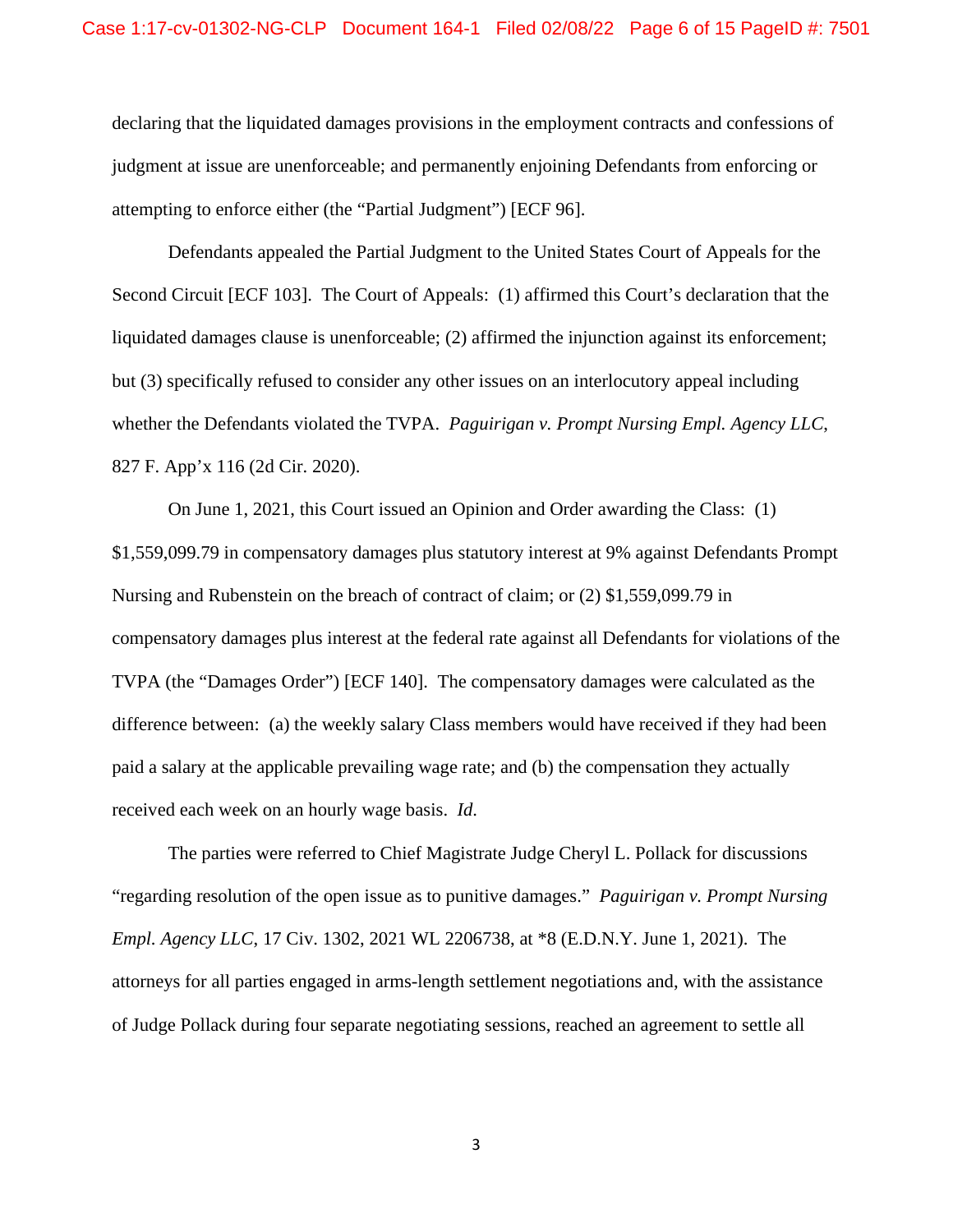declaring that the liquidated damages provisions in the employment contracts and confessions of judgment at issue are unenforceable; and permanently enjoining Defendants from enforcing or attempting to enforce either (the "Partial Judgment") [ECF 96].

Defendants appealed the Partial Judgment to the United States Court of Appeals for the Second Circuit [ECF 103]. The Court of Appeals: (1) affirmed this Court's declaration that the liquidated damages clause is unenforceable; (2) affirmed the injunction against its enforcement; but (3) specifically refused to consider any other issues on an interlocutory appeal including whether the Defendants violated the TVPA. *Paguirigan v. Prompt Nursing Empl. Agency LLC*, 827 F. App'x 116 (2d Cir. 2020).

On June 1, 2021, this Court issued an Opinion and Order awarding the Class: (1) $1,559,099.79 in compensatory damages plus statutory interest at 9% against Defendants Prompt Nursing and Rubenstein on the breach of contract of claim; or (2) $1,559,099.79 in compensatory damages plus interest at the federal rate against all Defendants for violations of the TVPA (the "Damages Order") [ECF 140]. The compensatory damages were calculated as the difference between: (a) the weekly salary Class members would have received if they had been paid a salary at the applicable prevailing wage rate; and (b) the compensation they actually received each week on an hourly wage basis. *Id.*

The parties were referred to Chief Magistrate Judge Cheryl L. Pollack for discussions "regarding resolution of the open issue as to punitive damages." *Paguirigan v. Prompt Nursing Empl. Agency LLC*, 17 Civ. 1302, 2021 WL 2206738, at *8 (E.D.N.Y. June 1, 2021). The attorneys for all parties engaged in arms-length settlement negotiations and, with the assistance of Judge Pollack during four separate negotiating sessions, reached an agreement to settle all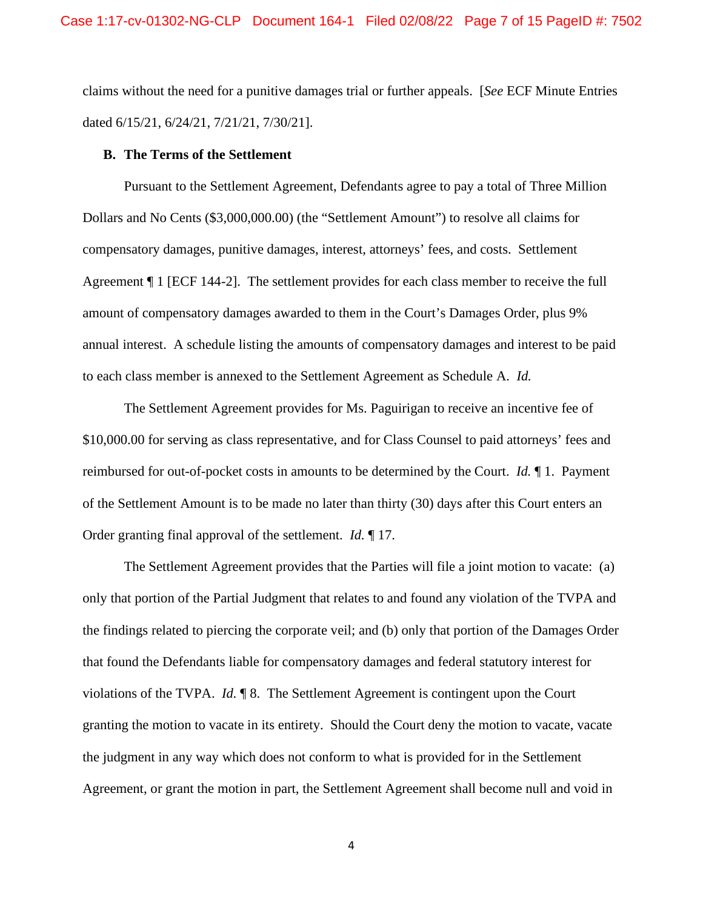claims without the need for a punitive damages trial or further appeals. [*See* ECF Minute Entries dated 6/15/21, 6/24/21, 7/21/21, 7/30/21].

**B. The Terms of the Settlement**

Pursuant to the Settlement Agreement, Defendants agree to pay a total of Three Million Dollars and No Cents ($3,000,000.00) (the "Settlement Amount") to resolve all claims for compensatory damages, punitive damages, interest, attorneys' fees, and costs. Settlement Agreement ¶ 1 [ECF 144-2]. The settlement provides for each class member to receive the full amount of compensatory damages awarded to them in the Court's Damages Order, plus 9% annual interest. A schedule listing the amounts of compensatory damages and interest to be paid to each class member is annexed to the Settlement Agreement as Schedule A. *Id.*

The Settlement Agreement provides for Ms. Paguirigan to receive an incentive fee of $10,000.00 for serving as class representative, and for Class Counsel to paid attorneys' fees and reimbursed for out-of-pocket costs in amounts to be determined by the Court. *Id.* ¶ 1. Payment of the Settlement Amount is to be made no later than thirty (30) days after this Court enters an Order granting final approval of the settlement. *Id.* ¶ 17.

The Settlement Agreement provides that the Parties will file a joint motion to vacate: (a) only that portion of the Partial Judgment that relates to and found any violation of the TVPA and the findings related to piercing the corporate veil; and (b) only that portion of the Damages Order that found the Defendants liable for compensatory damages and federal statutory interest for violations of the TVPA. *Id.* ¶ 8. The Settlement Agreement is contingent upon the Court granting the motion to vacate in its entirety. Should the Court deny the motion to vacate, vacate the judgment in any way which does not conform to what is provided for in the Settlement Agreement, or grant the motion in part, the Settlement Agreement shall become null and void in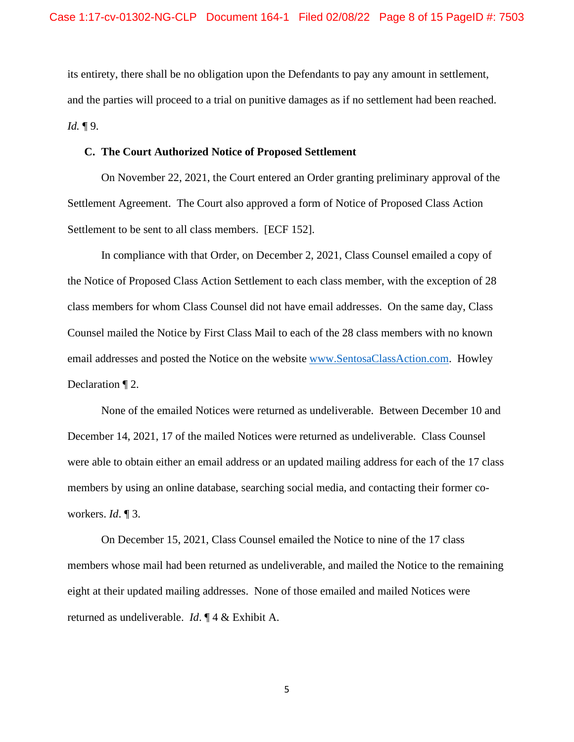its entirety, there shall be no obligation upon the Defendants to pay any amount in settlement, and the parties will proceed to a trial on punitive damages as if no settlement had been reached. *Id.* ¶ 9.

### C. The Court Authorized Notice of Proposed Settlement

On November 22, 2021, the Court entered an Order granting preliminary approval of the Settlement Agreement. The Court also approved a form of Notice of Proposed Class Action Settlement to be sent to all class members. [ECF 152].

In compliance with that Order, on December 2, 2021, Class Counsel emailed a copy of the Notice of Proposed Class Action Settlement to each class member, with the exception of 28 class members for whom Class Counsel did not have email addresses. On the same day, Class Counsel mailed the Notice by First Class Mail to each of the 28 class members with no known email addresses and posted the Notice on the website www.SentosaClassAction.com. Howley Declaration ¶ 2.

None of the emailed Notices were returned as undeliverable. Between December 10 and December 14, 2021, 17 of the mailed Notices were returned as undeliverable. Class Counsel were able to obtain either an email address or an updated mailing address for each of the 17 class members by using an online database, searching social media, and contacting their former co-workers. *Id*. ¶ 3.

On December 15, 2021, Class Counsel emailed the Notice to nine of the 17 class members whose mail had been returned as undeliverable, and mailed the Notice to the remaining eight at their updated mailing addresses. None of those emailed and mailed Notices were returned as undeliverable. *Id*. ¶ 4 & Exhibit A.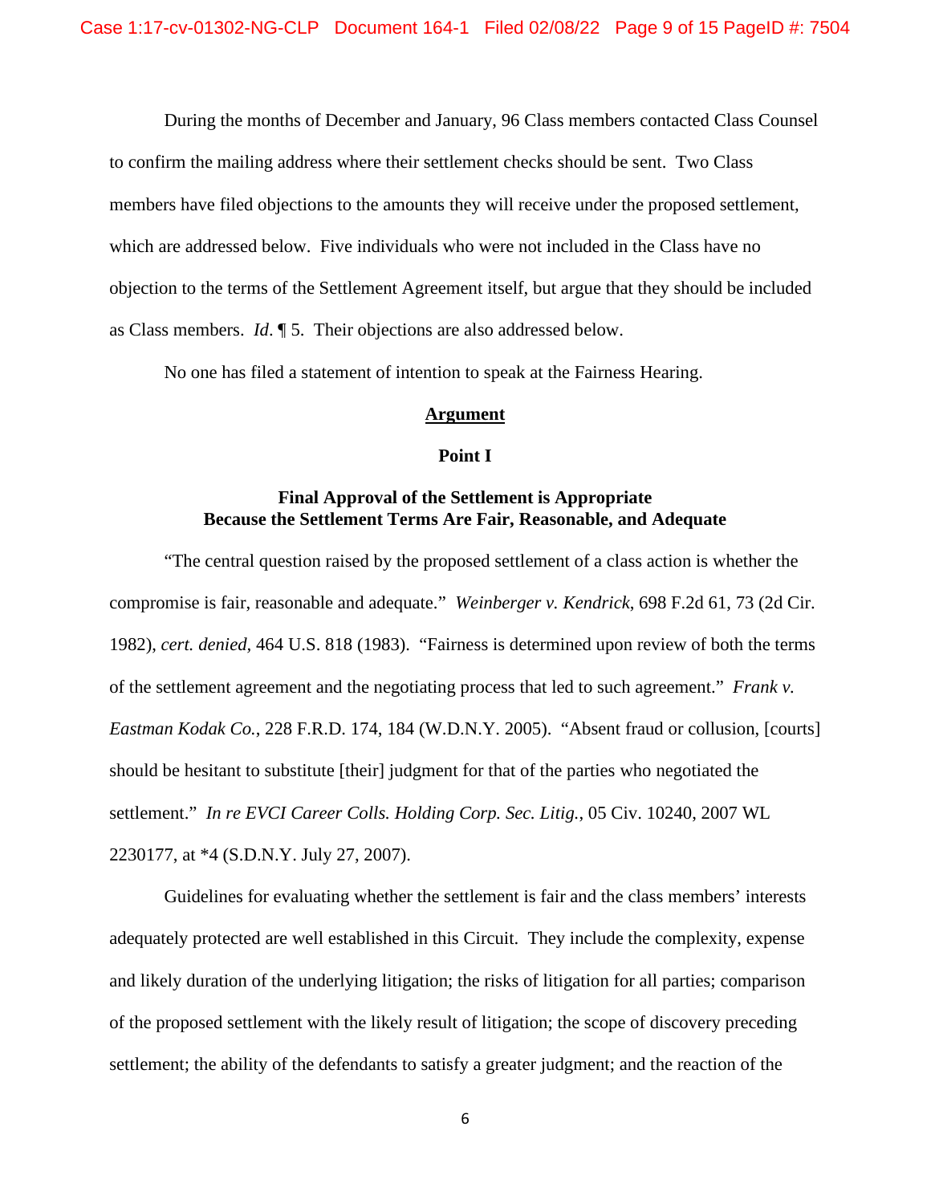During the months of December and January, 96 Class members contacted Class Counsel to confirm the mailing address where their settlement checks should be sent. Two Class members have filed objections to the amounts they will receive under the proposed settlement, which are addressed below. Five individuals who were not included in the Class have no objection to the terms of the Settlement Agreement itself, but argue that they should be included as Class members. *Id*. ¶ 5. Their objections are also addressed below.

No one has filed a statement of intention to speak at the Fairness Hearing.

## **<u>Argument</u>**

### **Point I**

### **Final Approval of the Settlement is Appropriate Because the Settlement Terms Are Fair, Reasonable, and Adequate**

"The central question raised by the proposed settlement of a class action is whether the compromise is fair, reasonable and adequate." *Weinberger v. Kendrick*, 698 F.2d 61, 73 (2d Cir. 1982), *cert. denied*, 464 U.S. 818 (1983). "Fairness is determined upon review of both the terms of the settlement agreement and the negotiating process that led to such agreement." *Frank v. Eastman Kodak Co.*, 228 F.R.D. 174, 184 (W.D.N.Y. 2005). "Absent fraud or collusion, [courts] should be hesitant to substitute [their] judgment for that of the parties who negotiated the settlement." *In re EVCI Career Colls. Holding Corp. Sec. Litig.*, 05 Civ. 10240, 2007 WL 2230177, at *4 (S.D.N.Y. July 27, 2007).

Guidelines for evaluating whether the settlement is fair and the class members' interests adequately protected are well established in this Circuit. They include the complexity, expense and likely duration of the underlying litigation; the risks of litigation for all parties; comparison of the proposed settlement with the likely result of litigation; the scope of discovery preceding settlement; the ability of the defendants to satisfy a greater judgment; and the reaction of the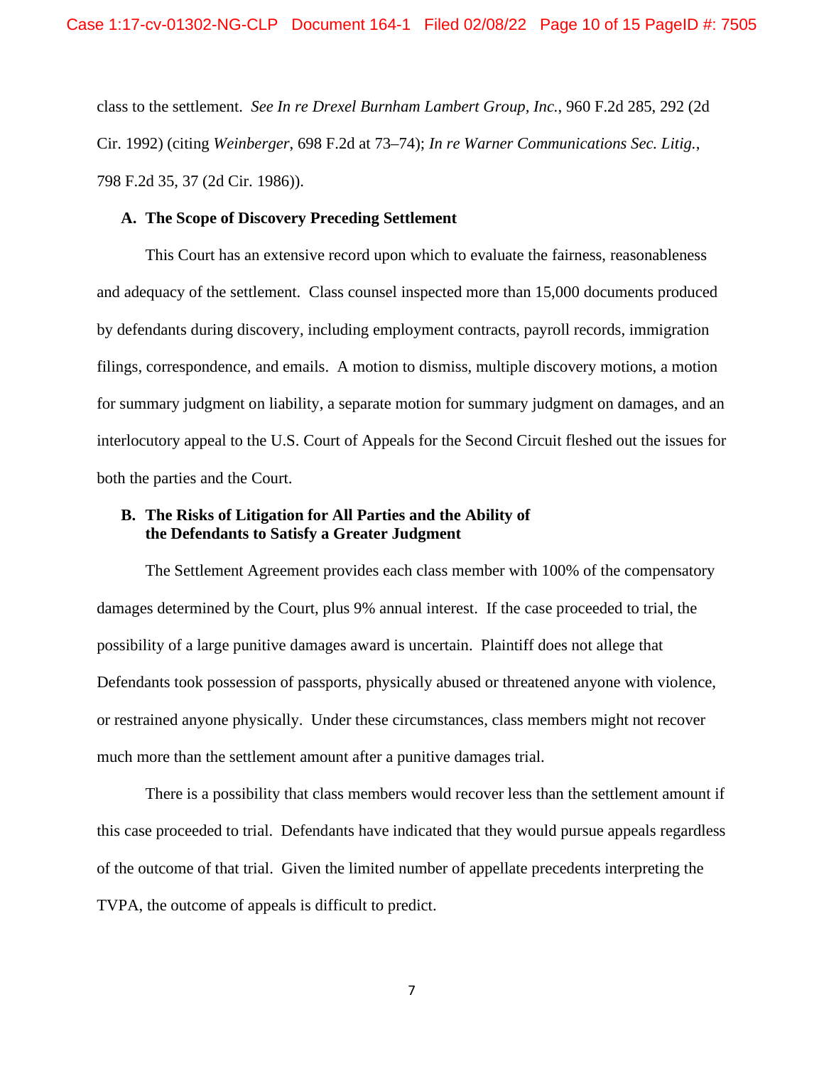class to the settlement. *See In re Drexel Burnham Lambert Group, Inc.*, 960 F.2d 285, 292 (2d Cir. 1992) (citing *Weinberger*, 698 F.2d at 73–74); *In re Warner Communications Sec. Litig.*, 798 F.2d 35, 37 (2d Cir. 1986)).

### A. The Scope of Discovery Preceding Settlement

This Court has an extensive record upon which to evaluate the fairness, reasonableness and adequacy of the settlement. Class counsel inspected more than 15,000 documents produced by defendants during discovery, including employment contracts, payroll records, immigration filings, correspondence, and emails. A motion to dismiss, multiple discovery motions, a motion for summary judgment on liability, a separate motion for summary judgment on damages, and an interlocutory appeal to the U.S. Court of Appeals for the Second Circuit fleshed out the issues for both the parties and the Court.

### B. The Risks of Litigation for All Parties and the Ability of the Defendants to Satisfy a Greater Judgment

The Settlement Agreement provides each class member with 100% of the compensatory damages determined by the Court, plus 9% annual interest. If the case proceeded to trial, the possibility of a large punitive damages award is uncertain. Plaintiff does not allege that Defendants took possession of passports, physically abused or threatened anyone with violence, or restrained anyone physically. Under these circumstances, class members might not recover much more than the settlement amount after a punitive damages trial.

There is a possibility that class members would recover less than the settlement amount if this case proceeded to trial. Defendants have indicated that they would pursue appeals regardless of the outcome of that trial. Given the limited number of appellate precedents interpreting the TVPA, the outcome of appeals is difficult to predict.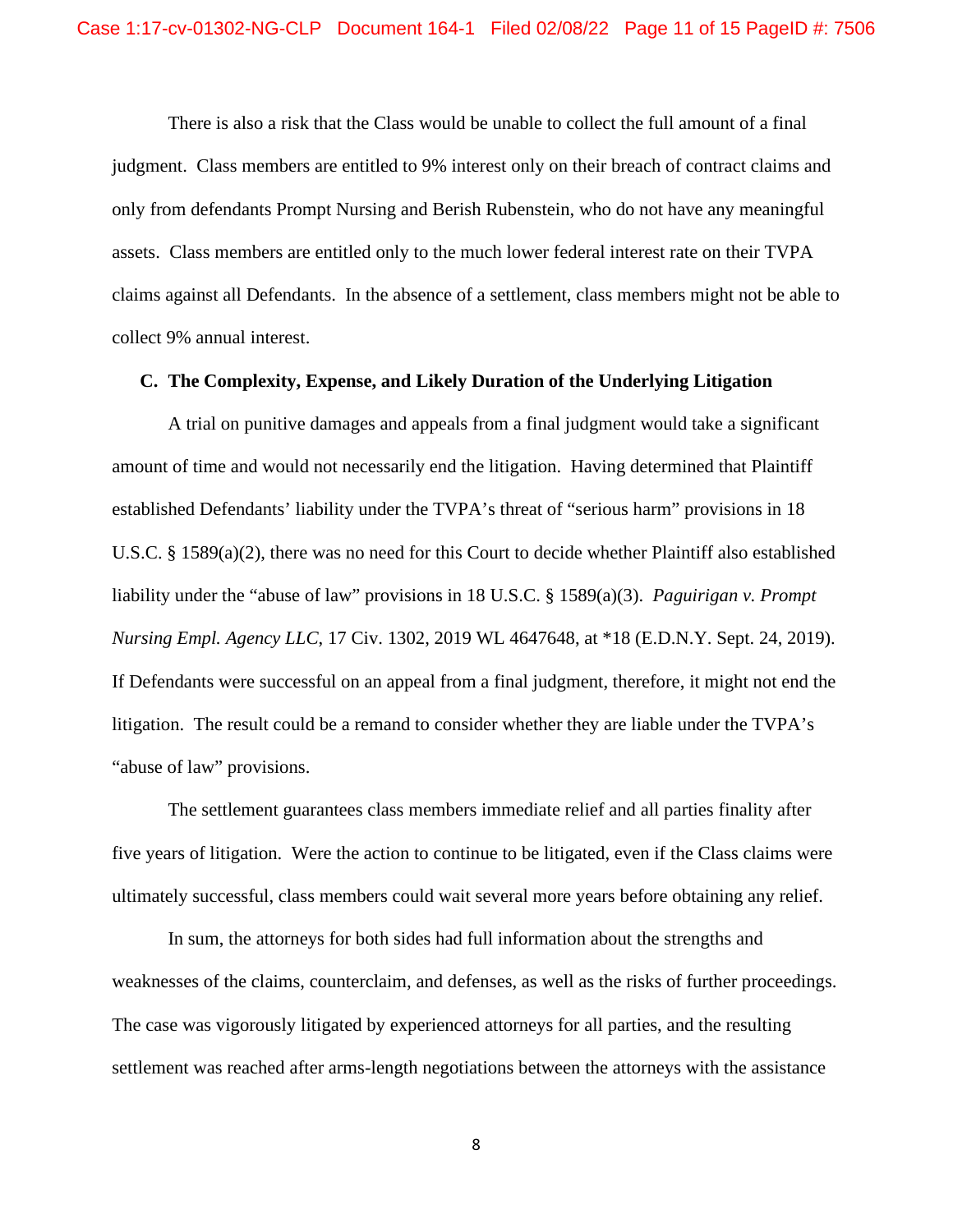There is also a risk that the Class would be unable to collect the full amount of a final judgment. Class members are entitled to 9% interest only on their breach of contract claims and only from defendants Prompt Nursing and Berish Rubenstein, who do not have any meaningful assets. Class members are entitled only to the much lower federal interest rate on their TVPA claims against all Defendants. In the absence of a settlement, class members might not be able to collect 9% annual interest.

### C. The Complexity, Expense, and Likely Duration of the Underlying Litigation

A trial on punitive damages and appeals from a final judgment would take a significant amount of time and would not necessarily end the litigation. Having determined that Plaintiff established Defendants' liability under the TVPA's threat of "serious harm" provisions in 18 U.S.C. § 1589(a)(2), there was no need for this Court to decide whether Plaintiff also established liability under the "abuse of law" provisions in 18 U.S.C. § 1589(a)(3). *Paguirigan v. Prompt Nursing Empl. Agency LLC*, 17 Civ. 1302, 2019 WL 4647648, at *18 (E.D.N.Y. Sept. 24, 2019). If Defendants were successful on an appeal from a final judgment, therefore, it might not end the litigation. The result could be a remand to consider whether they are liable under the TVPA's "abuse of law" provisions.

The settlement guarantees class members immediate relief and all parties finality after five years of litigation. Were the action to continue to be litigated, even if the Class claims were ultimately successful, class members could wait several more years before obtaining any relief.

In sum, the attorneys for both sides had full information about the strengths and weaknesses of the claims, counterclaim, and defenses, as well as the risks of further proceedings. The case was vigorously litigated by experienced attorneys for all parties, and the resulting settlement was reached after arms-length negotiations between the attorneys with the assistance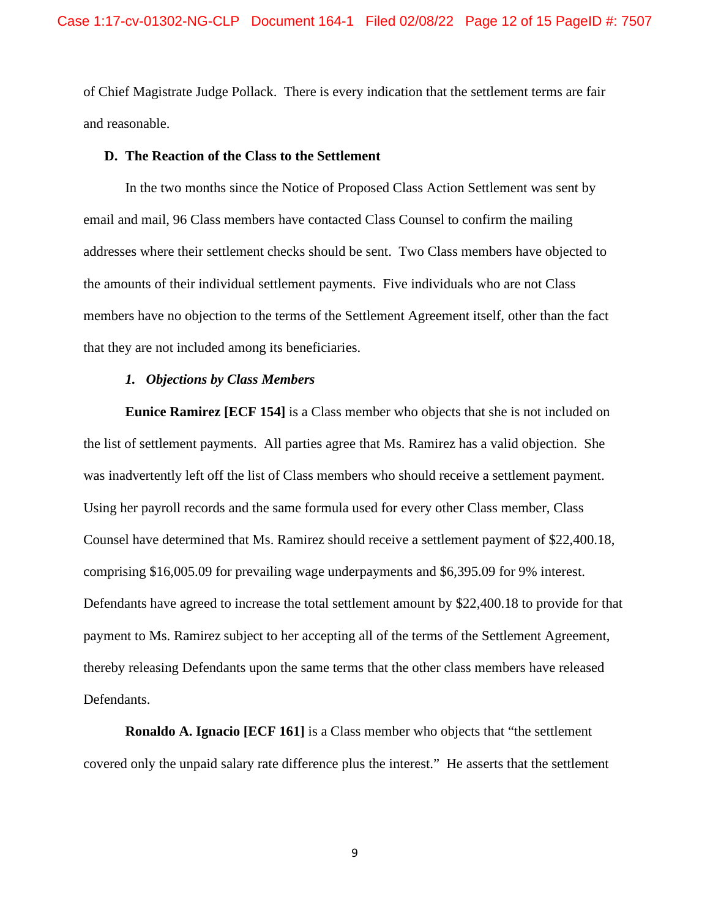of Chief Magistrate Judge Pollack. There is every indication that the settlement terms are fair and reasonable.

### D. The Reaction of the Class to the Settlement

In the two months since the Notice of Proposed Class Action Settlement was sent by email and mail, 96 Class members have contacted Class Counsel to confirm the mailing addresses where their settlement checks should be sent. Two Class members have objected to the amounts of their individual settlement payments. Five individuals who are not Class members have no objection to the terms of the Settlement Agreement itself, other than the fact that they are not included among its beneficiaries.

#### *1. Objections by Class Members*

**Eunice Ramirez [ECF 154]** is a Class member who objects that she is not included on the list of settlement payments. All parties agree that Ms. Ramirez has a valid objection. She was inadvertently left off the list of Class members who should receive a settlement payment. Using her payroll records and the same formula used for every other Class member, Class Counsel have determined that Ms. Ramirez should receive a settlement payment of $22,400.18, comprising $16,005.09 for prevailing wage underpayments and $6,395.09 for 9% interest. Defendants have agreed to increase the total settlement amount by $22,400.18 to provide for that payment to Ms. Ramirez subject to her accepting all of the terms of the Settlement Agreement, thereby releasing Defendants upon the same terms that the other class members have released Defendants.

**Ronaldo A. Ignacio [ECF 161]** is a Class member who objects that "the settlement covered only the unpaid salary rate difference plus the interest." He asserts that the settlement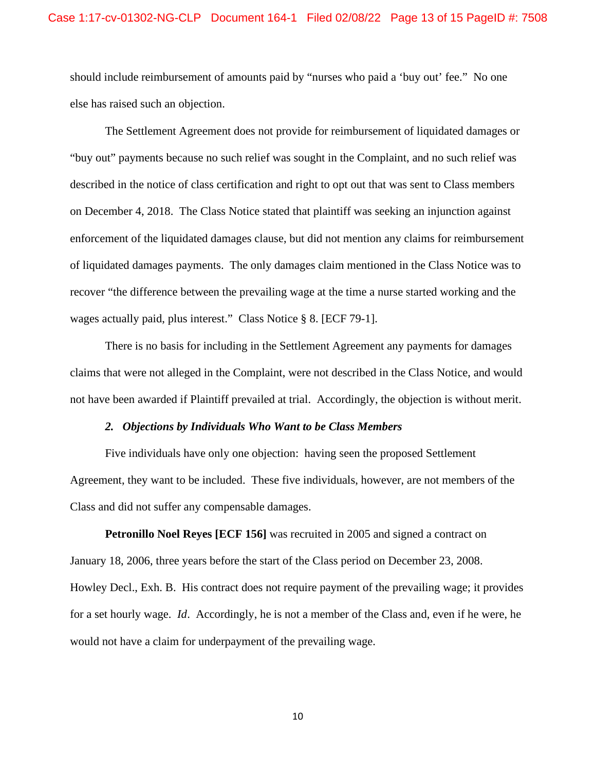should include reimbursement of amounts paid by "nurses who paid a 'buy out' fee." No one else has raised such an objection.

The Settlement Agreement does not provide for reimbursement of liquidated damages or "buy out" payments because no such relief was sought in the Complaint, and no such relief was described in the notice of class certification and right to opt out that was sent to Class members on December 4, 2018. The Class Notice stated that plaintiff was seeking an injunction against enforcement of the liquidated damages clause, but did not mention any claims for reimbursement of liquidated damages payments. The only damages claim mentioned in the Class Notice was to recover "the difference between the prevailing wage at the time a nurse started working and the wages actually paid, plus interest." Class Notice § 8. [ECF 79-1].

There is no basis for including in the Settlement Agreement any payments for damages claims that were not alleged in the Complaint, were not described in the Class Notice, and would not have been awarded if Plaintiff prevailed at trial. Accordingly, the objection is without merit.

### *2. Objections by Individuals Who Want to be Class Members*

Five individuals have only one objection: having seen the proposed Settlement Agreement, they want to be included. These five individuals, however, are not members of the Class and did not suffer any compensable damages.

**Petronillo Noel Reyes [ECF 156]** was recruited in 2005 and signed a contract on January 18, 2006, three years before the start of the Class period on December 23, 2008. Howley Decl., Exh. B. His contract does not require payment of the prevailing wage; it provides for a set hourly wage. *Id*. Accordingly, he is not a member of the Class and, even if he were, he would not have a claim for underpayment of the prevailing wage.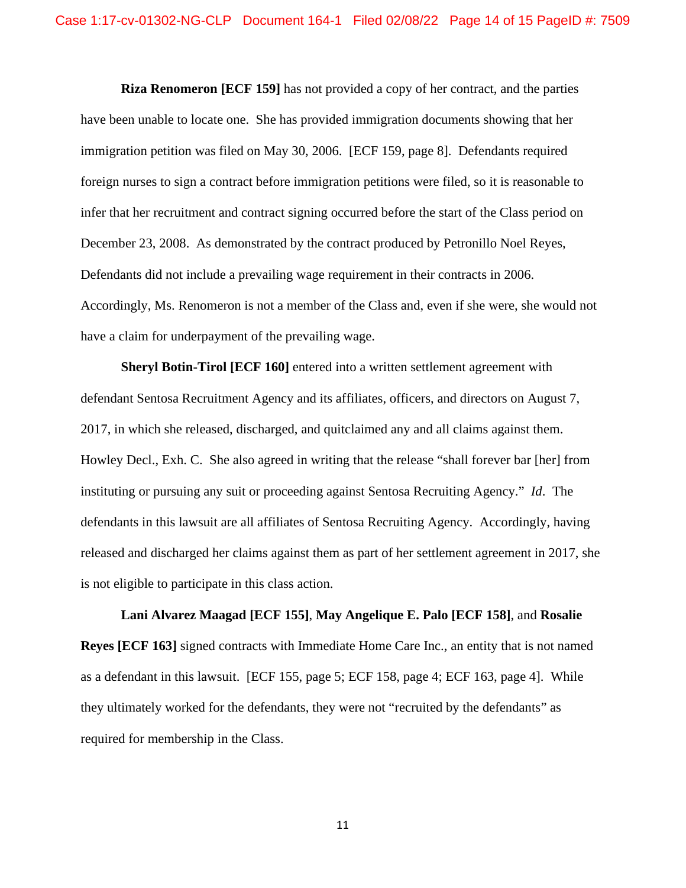**Riza Renomeron [ECF 159]** has not provided a copy of her contract, and the parties have been unable to locate one. She has provided immigration documents showing that her immigration petition was filed on May 30, 2006. [ECF 159, page 8]. Defendants required foreign nurses to sign a contract before immigration petitions were filed, so it is reasonable to infer that her recruitment and contract signing occurred before the start of the Class period on December 23, 2008. As demonstrated by the contract produced by Petronillo Noel Reyes, Defendants did not include a prevailing wage requirement in their contracts in 2006. Accordingly, Ms. Renomeron is not a member of the Class and, even if she were, she would not have a claim for underpayment of the prevailing wage.

**Sheryl Botin-Tirol [ECF 160]** entered into a written settlement agreement with defendant Sentosa Recruitment Agency and its affiliates, officers, and directors on August 7, 2017, in which she released, discharged, and quitclaimed any and all claims against them. Howley Decl., Exh. C. She also agreed in writing that the release "shall forever bar [her] from instituting or pursuing any suit or proceeding against Sentosa Recruiting Agency." *Id*. The defendants in this lawsuit are all affiliates of Sentosa Recruiting Agency. Accordingly, having released and discharged her claims against them as part of her settlement agreement in 2017, she is not eligible to participate in this class action.

**Lani Alvarez Maagad [ECF 155]**, **May Angelique E. Palo [ECF 158]**, and **Rosalie Reyes [ECF 163]** signed contracts with Immediate Home Care Inc., an entity that is not named as a defendant in this lawsuit. [ECF 155, page 5; ECF 158, page 4; ECF 163, page 4]. While they ultimately worked for the defendants, they were not "recruited by the defendants" as required for membership in the Class.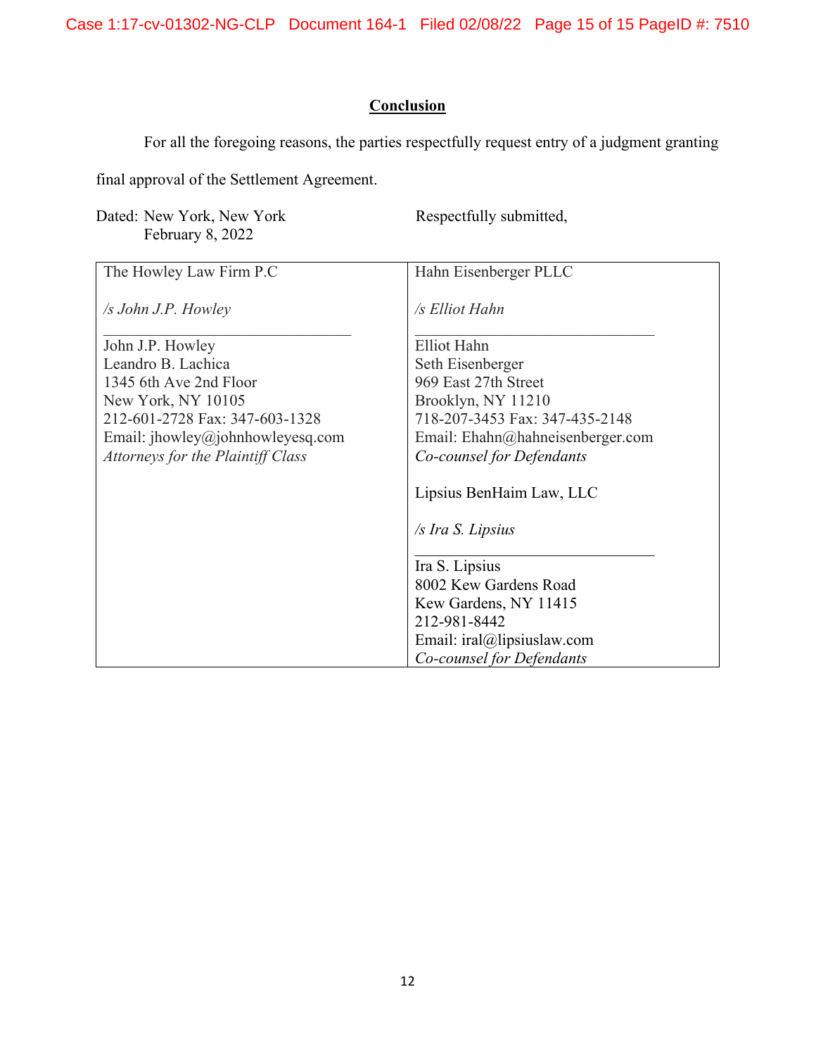## Conclusion

For all the foregoing reasons, the parties respectfully request entry of a judgment granting final approval of the Settlement Agreement.

Dated: New York, New York
February 8, 2022

Respectfully submitted,

| | |
|---|---|
| The Howley Law Firm P.C<br><br>*/s John J.P. Howley*<br>\_\_\_\_\_\_\_\_\_\_\_\_\_\_\_\_\_\_\_\_\_\_\_\_\_\_\_\_\_\_<br>John J.P. Howley<br>Leandro B. Lachica<br>1345 6th Ave 2nd Floor<br>New York, NY 10105<br>212-601-2728 Fax: 347-603-1328<br>Email: jhowley@johnhowleyesq.com<br>*Attorneys for the Plaintiff Class* | Hahn Eisenberger PLLC<br><br>*/s Elliot Hahn*<br>\_\_\_\_\_\_\_\_\_\_\_\_\_\_\_\_\_\_\_\_\_\_\_\_\_\_\_\_\_\_<br>Elliot Hahn<br>Seth Eisenberger<br>969 East 27th Street<br>Brooklyn, NY 11210<br>718-207-3453 Fax: 347-435-2148<br>Email: Ehahn@hahneisenberger.com<br>*Co-counsel for Defendants*<br><br>Lipsius BenHaim Law, LLC<br><br>*/s Ira S. Lipsius*<br>\_\_\_\_\_\_\_\_\_\_\_\_\_\_\_\_\_\_\_\_\_\_\_\_\_\_\_\_\_\_<br>Ira S. Lipsius<br>8002 Kew Gardens Road<br>Kew Gardens, NY 11415<br>212-981-8442<br>Email: iral@lipsiuslaw.com<br>*Co-counsel for Defendants* |